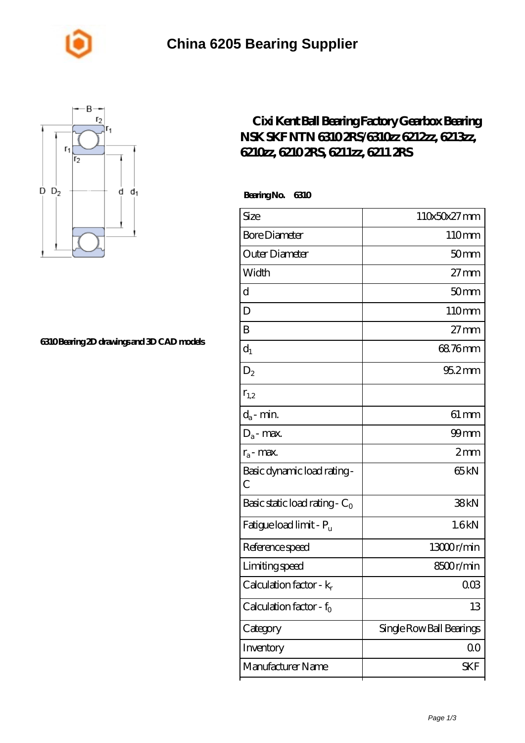# China 6205 Bearing Supplier

## Cixi Kent Ball Bearing Factory Gearbox Bearing NSK SKF NTN 6310 2RS/6310zz 6212zz, 6213zz, 6210zz, 6210 2RS, 6211zz, 6211 2RS

6310 Bearing 2D drawings and 3D CAD models

**Bearing No. 6310**

| Size | 110x50x27 mm |
|---|---|
| Bore Diameter | 110 mm |
| Outer Diameter | 50 mm |
| Width | 27 mm |
| d | 50 mm |
| D | 110 mm |
| B | 27 mm |
| $d_1$ | 68.76 mm |
| $D_2$ | 95.2 mm |
| $r_{1,2}$ | |
| $d_a$ - min. | 61 mm |
| $D_a$ - max. | 99 mm |
| $r_a$ - max. | 2 mm |
| Basic dynamic load rating - C | 65 kN |
| Basic static load rating - $C_0$ | 38 kN |
| Fatigue load limit - $P_u$ | 1.6 kN |
| Reference speed | 13000 r/min |
| Limiting speed | 8500 r/min |
| Calculation factor - $k_r$ | 0.03 |
| Calculation factor - $f_0$ | 13 |
| Category | Single Row Ball Bearings |
| Inventory | 0.0 |
| Manufacturer Name | SKF |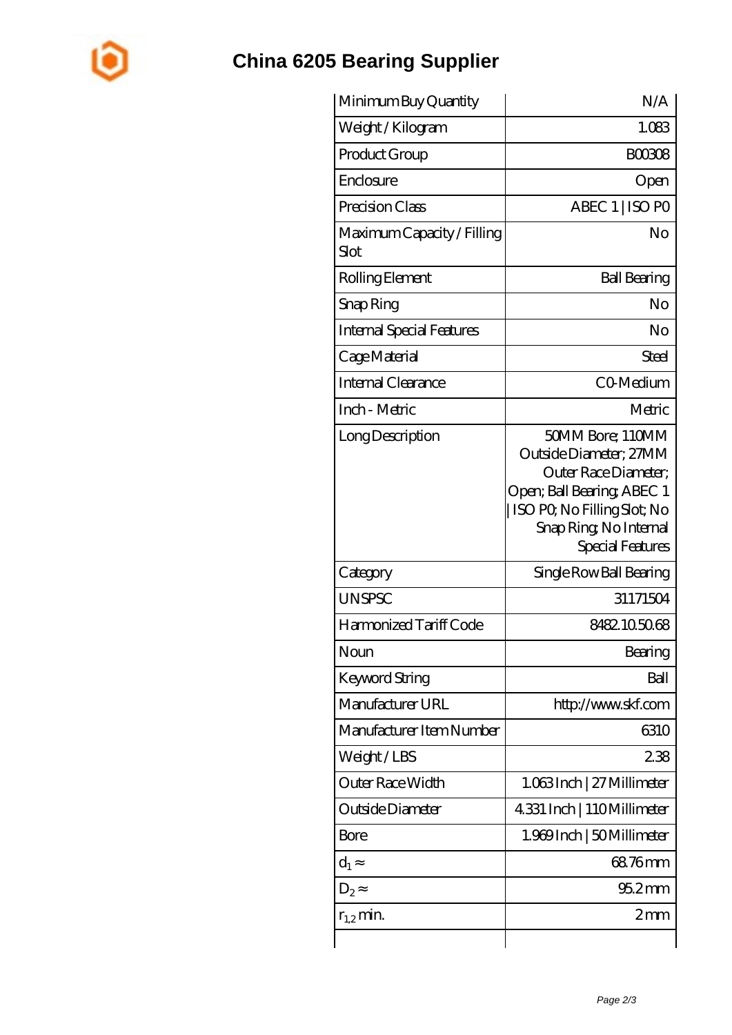# China 6205 Bearing Supplier

| | |
|---|---|
| Minimum Buy Quantity | N/A |
| Weight / Kilogram | 1.083 |
| Product Group | B00308 |
| Enclosure | Open |
| Precision Class | ABEC 1 \| ISO P0 |
| Maximum Capacity / Filling Slot | No |
| Rolling Element | Ball Bearing |
| Snap Ring | No |
| Internal Special Features | No |
| Cage Material | Steel |
| Internal Clearance | C0-Medium |
| Inch - Metric | Metric |
| Long Description | 50MM Bore; 110MM Outside Diameter; 27MM Outer Race Diameter; Open; Ball Bearing; ABEC 1 \| ISO P0; No Filling Slot; No Snap Ring; No Internal Special Features |
| Category | Single Row Ball Bearing |
| UNSPSC | 31171504 |
| Harmonized Tariff Code | 8482.10.50.68 |
| Noun | Bearing |
| Keyword String | Ball |
| Manufacturer URL | http://www.skf.com |
| Manufacturer Item Number | 6310 |
| Weight / LBS | 2.38 |
| Outer Race Width | 1.063 Inch \| 27 Millimeter |
| Outside Diameter | 4.331 Inch \| 110 Millimeter |
| Bore | 1.969 Inch \| 50 Millimeter |
| $d_1 \approx$ | 68.76 mm |
| $D_2 \approx$ | 95.2 mm |
| $r_{1,2}$ min. | 2 mm |
| | |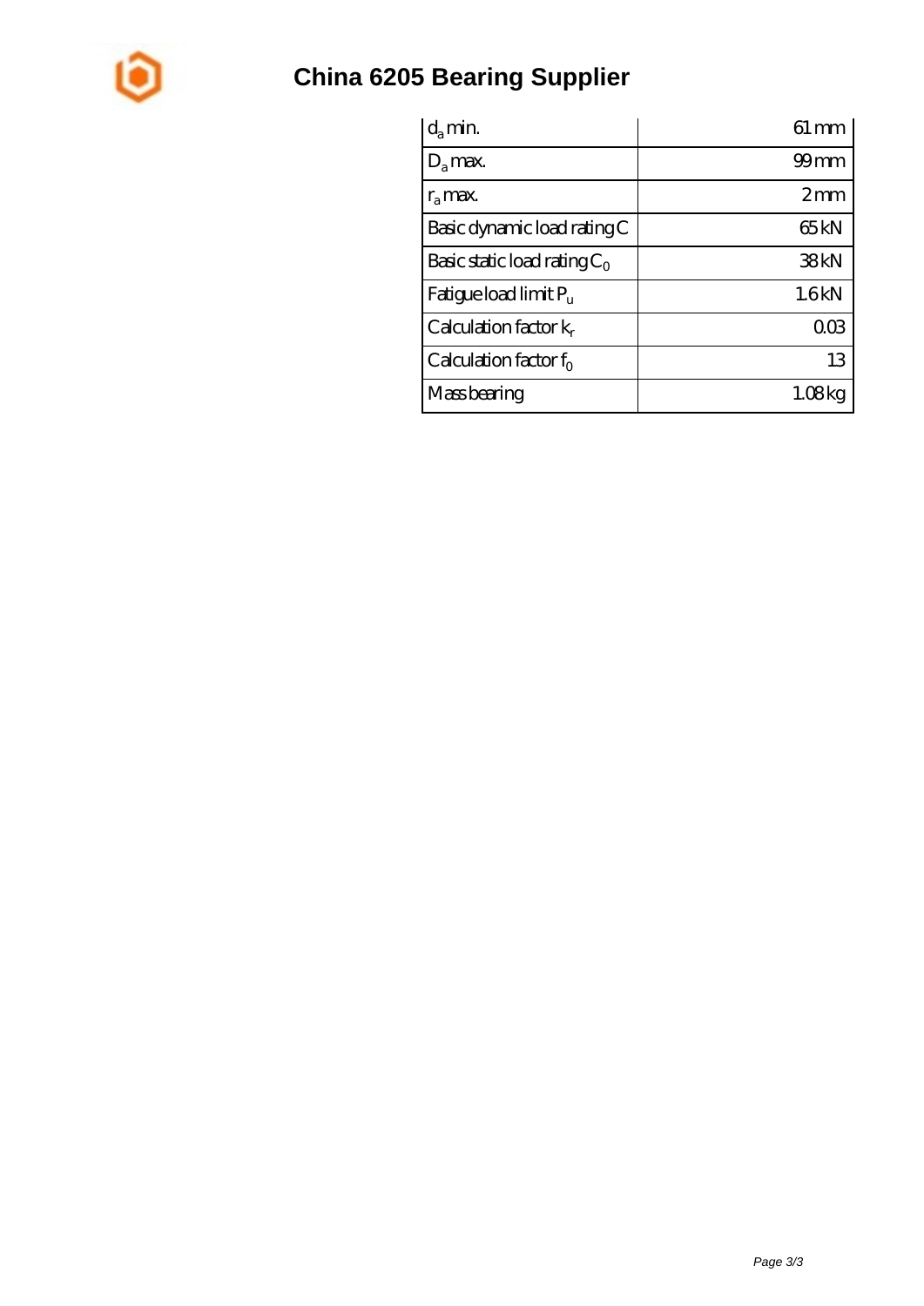# China 6205 Bearing Supplier

| | |
|---|---|
| $d_a$ min. | 61 mm |
| $D_a$ max. | 99 mm |
| $r_a$ max. | 2 mm |
| Basic dynamic load rating C | 65 kN |
| Basic static load rating $C_0$ | 38 kN |
| Fatigue load limit $P_u$ | 1.6 kN |
| Calculation factor $k_r$ | 0.03 |
| Calculation factor $f_0$ | 13 |
| Mass bearing | 1.08 kg |